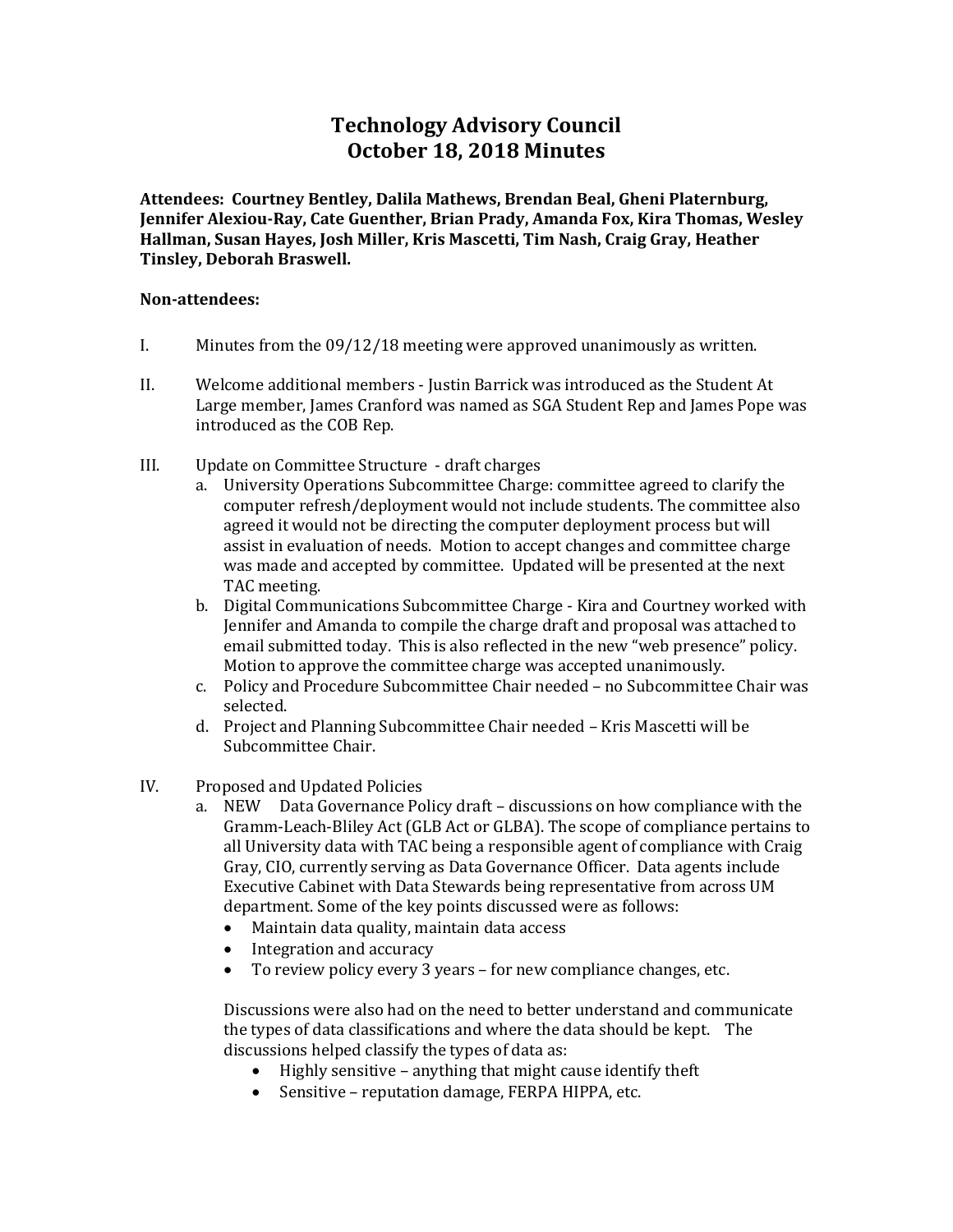# Technology Advisory Council
# October 18, 2018 Minutes

**Attendees: Courtney Bentley, Dalila Mathews, Brendan Beal, Gheni Platernburg, Jennifer Alexiou-Ray, Cate Guenther, Brian Prady, Amanda Fox, Kira Thomas, Wesley Hallman, Susan Hayes, Josh Miller, Kris Mascetti, Tim Nash, Craig Gray, Heather Tinsley, Deborah Braswell.**

**Non-attendees:**

I. Minutes from the 09/12/18 meeting were approved unanimously as written.

II. Welcome additional members - Justin Barrick was introduced as the Student At Large member, James Cranford was named as SGA Student Rep and James Pope was introduced as the COB Rep.

III. Update on Committee Structure - draft charges
   a. University Operations Subcommittee Charge: committee agreed to clarify the computer refresh/deployment would not include students. The committee also agreed it would not be directing the computer deployment process but will assist in evaluation of needs. Motion to accept changes and committee charge was made and accepted by committee. Updated will be presented at the next TAC meeting.
   b. Digital Communications Subcommittee Charge - Kira and Courtney worked with Jennifer and Amanda to compile the charge draft and proposal was attached to email submitted today. This is also reflected in the new "web presence" policy. Motion to approve the committee charge was accepted unanimously.
   c. Policy and Procedure Subcommittee Chair needed – no Subcommittee Chair was selected.
   d. Project and Planning Subcommittee Chair needed – Kris Mascetti will be Subcommittee Chair.

IV. Proposed and Updated Policies
   a. NEW Data Governance Policy draft – discussions on how compliance with the Gramm-Leach-Bliley Act (GLB Act or GLBA). The scope of compliance pertains to all University data with TAC being a responsible agent of compliance with Craig Gray, CIO, currently serving as Data Governance Officer. Data agents include Executive Cabinet with Data Stewards being representative from across UM department. Some of the key points discussed were as follows:
      - Maintain data quality, maintain data access
      - Integration and accuracy
      - To review policy every 3 years – for new compliance changes, etc.

      Discussions were also had on the need to better understand and communicate the types of data classifications and where the data should be kept. The discussions helped classify the types of data as:
      - Highly sensitive – anything that might cause identify theft
      - Sensitive – reputation damage, FERPA HIPPA, etc.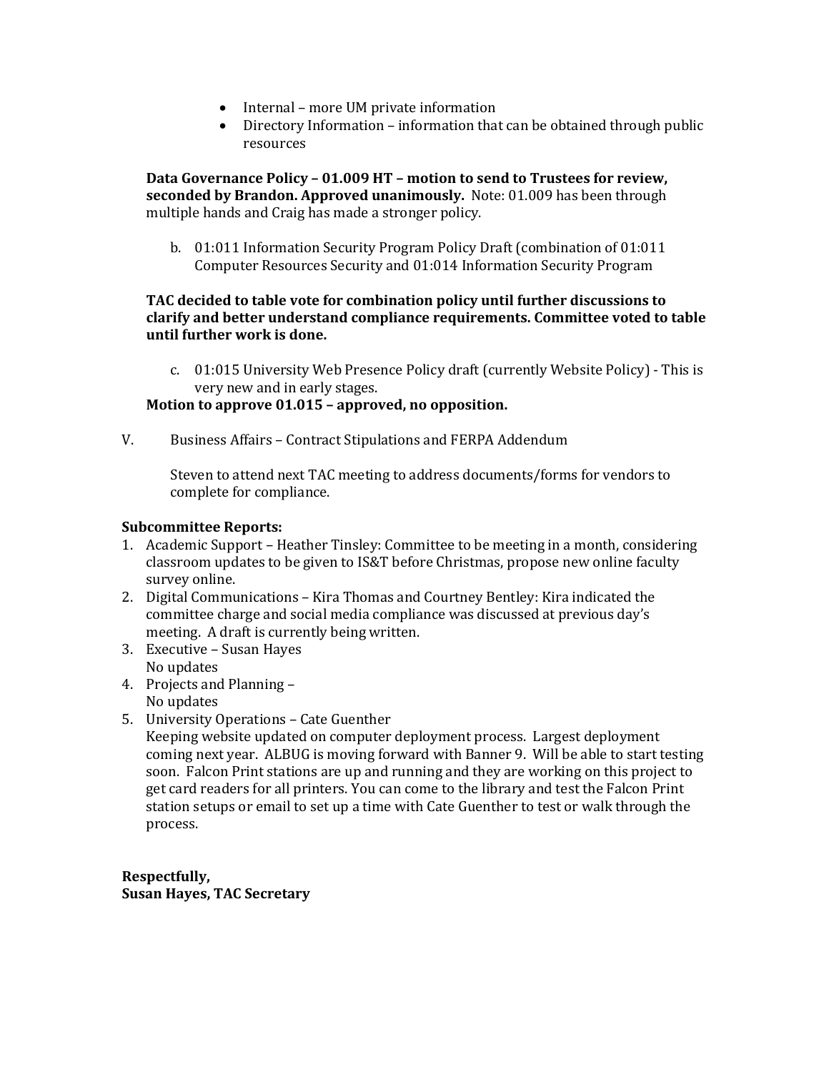- Internal – more UM private information
- Directory Information – information that can be obtained through public resources

**Data Governance Policy – 01.009 HT – motion to send to Trustees for review, seconded by Brandon. Approved unanimously.** Note: 01.009 has been through multiple hands and Craig has made a stronger policy.

b. 01:011 Information Security Program Policy Draft (combination of 01:011 Computer Resources Security and 01:014 Information Security Program

**TAC decided to table vote for combination policy until further discussions to clarify and better understand compliance requirements. Committee voted to table until further work is done.**

c. 01:015 University Web Presence Policy draft (currently Website Policy) - This is very new and in early stages.

**Motion to approve 01.015 – approved, no opposition.**

V. Business Affairs – Contract Stipulations and FERPA Addendum

Steven to attend next TAC meeting to address documents/forms for vendors to complete for compliance.

**Subcommittee Reports:**

1. Academic Support – Heather Tinsley: Committee to be meeting in a month, considering classroom updates to be given to IS&T before Christmas, propose new online faculty survey online.
2. Digital Communications – Kira Thomas and Courtney Bentley: Kira indicated the committee charge and social media compliance was discussed at previous day's meeting. A draft is currently being written.
3. Executive – Susan Hayes
   No updates
4. Projects and Planning –
   No updates
5. University Operations – Cate Guenther
   Keeping website updated on computer deployment process. Largest deployment coming next year. ALBUG is moving forward with Banner 9. Will be able to start testing soon. Falcon Print stations are up and running and they are working on this project to get card readers for all printers. You can come to the library and test the Falcon Print station setups or email to set up a time with Cate Guenther to test or walk through the process.

**Respectfully,**
**Susan Hayes, TAC Secretary**